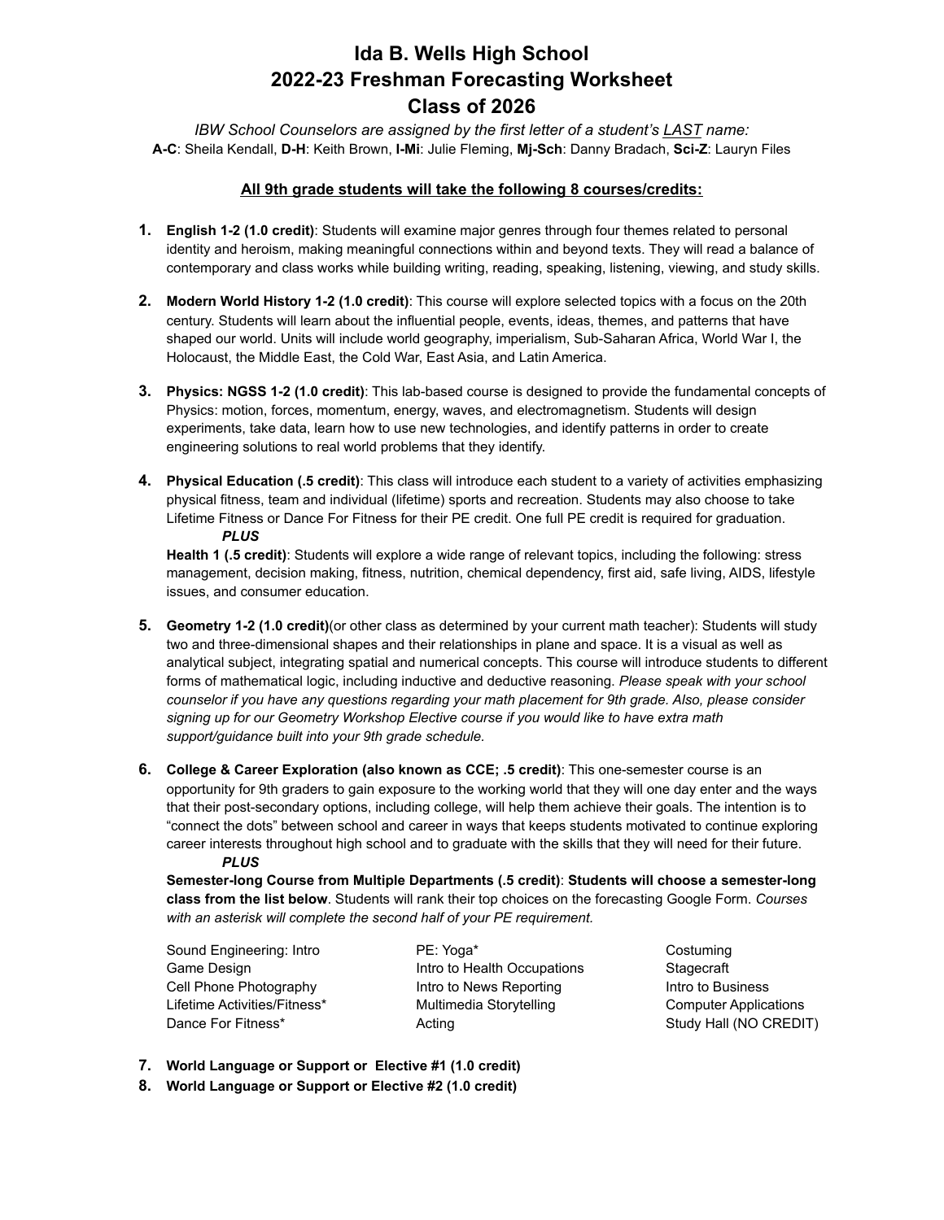# Ida B. Wells High School
# 2022-23 Freshman Forecasting Worksheet
# Class of 2026

*IBW School Counselors are assigned by the first letter of a student's LAST name:*
**A-C**: Sheila Kendall, **D-H**: Keith Brown, **I-Mi**: Julie Fleming, **Mj-Sch**: Danny Bradach, **Sci-Z**: Lauryn Files

**All 9th grade students will take the following 8 courses/credits:**

1. **English 1-2 (1.0 credit)**: Students will examine major genres through four themes related to personal identity and heroism, making meaningful connections within and beyond texts. They will read a balance of contemporary and class works while building writing, reading, speaking, listening, viewing, and study skills.

2. **Modern World History 1-2 (1.0 credit)**: This course will explore selected topics with a focus on the 20th century. Students will learn about the influential people, events, ideas, themes, and patterns that have shaped our world. Units will include world geography, imperialism, Sub-Saharan Africa, World War I, the Holocaust, the Middle East, the Cold War, East Asia, and Latin America.

3. **Physics: NGSS 1-2 (1.0 credit)**: This lab-based course is designed to provide the fundamental concepts of Physics: motion, forces, momentum, energy, waves, and electromagnetism. Students will design experiments, take data, learn how to use new technologies, and identify patterns in order to create engineering solutions to real world problems that they identify.

4. **Physical Education (.5 credit)**: This class will introduce each student to a variety of activities emphasizing physical fitness, team and individual (lifetime) sports and recreation. Students may also choose to take Lifetime Fitness or Dance For Fitness for their PE credit. One full PE credit is required for graduation.

   ***PLUS***

   **Health 1 (.5 credit)**: Students will explore a wide range of relevant topics, including the following: stress management, decision making, fitness, nutrition, chemical dependency, first aid, safe living, AIDS, lifestyle issues, and consumer education.

5. **Geometry 1-2 (1.0 credit)**(or other class as determined by your current math teacher): Students will study two and three-dimensional shapes and their relationships in plane and space. It is a visual as well as analytical subject, integrating spatial and numerical concepts. This course will introduce students to different forms of mathematical logic, including inductive and deductive reasoning. *Please speak with your school counselor if you have any questions regarding your math placement for 9th grade. Also, please consider signing up for our Geometry Workshop Elective course if you would like to have extra math support/guidance built into your 9th grade schedule.*

6. **College & Career Exploration (also known as CCE; .5 credit)**: This one-semester course is an opportunity for 9th graders to gain exposure to the working world that they will one day enter and the ways that their post-secondary options, including college, will help them achieve their goals. The intention is to "connect the dots" between school and career in ways that keeps students motivated to continue exploring career interests throughout high school and to graduate with the skills that they will need for their future.

   ***PLUS***

   **Semester-long Course from Multiple Departments (.5 credit)**: **Students will choose a semester-long class from the list below**. Students will rank their top choices on the forecasting Google Form. *Courses with an asterisk will complete the second half of your PE requirement.*

   | | | |
   |---|---|---|
   | Sound Engineering: Intro | PE: Yoga* | Costuming |
   | Game Design | Intro to Health Occupations | Stagecraft |
   | Cell Phone Photography | Intro to News Reporting | Intro to Business |
   | Lifetime Activities/Fitness* | Multimedia Storytelling | Computer Applications |
   | Dance For Fitness* | Acting | Study Hall (NO CREDIT) |

7. **World Language or Support or Elective #1 (1.0 credit)**
8. **World Language or Support or Elective #2 (1.0 credit)**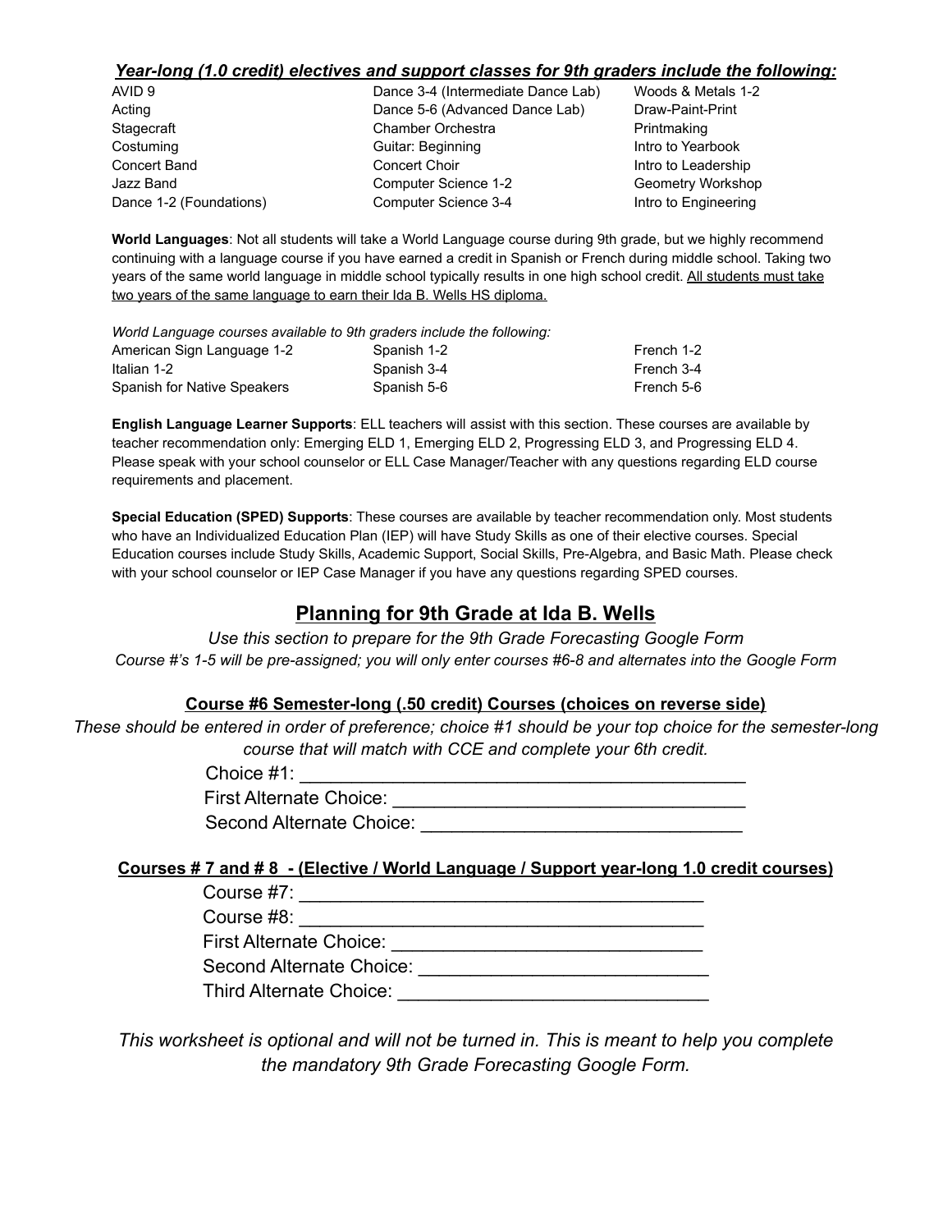***Year-long (1.0 credit) electives and support classes for 9th graders include the following:***

| | | |
|---|---|---|
| AVID 9 | Dance 3-4 (Intermediate Dance Lab) | Woods & Metals 1-2 |
| Acting | Dance 5-6 (Advanced Dance Lab) | Draw-Paint-Print |
| Stagecraft | Chamber Orchestra | Printmaking |
| Costuming | Guitar: Beginning | Intro to Yearbook |
| Concert Band | Concert Choir | Intro to Leadership |
| Jazz Band | Computer Science 1-2 | Geometry Workshop |
| Dance 1-2 (Foundations) | Computer Science 3-4 | Intro to Engineering |

**World Languages**: Not all students will take a World Language course during 9th grade, but we highly recommend continuing with a language course if you have earned a credit in Spanish or French during middle school. Taking two years of the same world language in middle school typically results in one high school credit. <u>All students must take two years of the same language to earn their Ida B. Wells HS diploma.</u>

*World Language courses available to 9th graders include the following:*

| | | |
|---|---|---|
| American Sign Language 1-2 | Spanish 1-2 | French 1-2 |
| Italian 1-2 | Spanish 3-4 | French 3-4 |
| Spanish for Native Speakers | Spanish 5-6 | French 5-6 |

**English Language Learner Supports**: ELL teachers will assist with this section. These courses are available by teacher recommendation only: Emerging ELD 1, Emerging ELD 2, Progressing ELD 3, and Progressing ELD 4. Please speak with your school counselor or ELL Case Manager/Teacher with any questions regarding ELD course requirements and placement.

**Special Education (SPED) Supports**: These courses are available by teacher recommendation only. Most students who have an Individualized Education Plan (IEP) will have Study Skills as one of their elective courses. Special Education courses include Study Skills, Academic Support, Social Skills, Pre-Algebra, and Basic Math. Please check with your school counselor or IEP Case Manager if you have any questions regarding SPED courses.

## Planning for 9th Grade at Ida B. Wells

*Use this section to prepare for the 9th Grade Forecasting Google Form*
*Course #'s 1-5 will be pre-assigned; you will only enter courses #6-8 and alternates into the Google Form*

### Course #6 Semester-long (.50 credit) Courses (choices on reverse side)

*These should be entered in order of preference; choice #1 should be your top choice for the semester-long course that will match with CCE and complete your 6th credit.*

Choice #1: ____________________________________________

First Alternate Choice: __________________________________

Second Alternate Choice: ________________________________

### Courses # 7 and # 8 - (Elective / World Language / Support year-long 1.0 credit courses)

Course #7: ______________________________________

Course #8: ______________________________________

First Alternate Choice: ____________________________

Second Alternate Choice: __________________________

Third Alternate Choice: ____________________________

*This worksheet is optional and will not be turned in. This is meant to help you complete the mandatory 9th Grade Forecasting Google Form.*